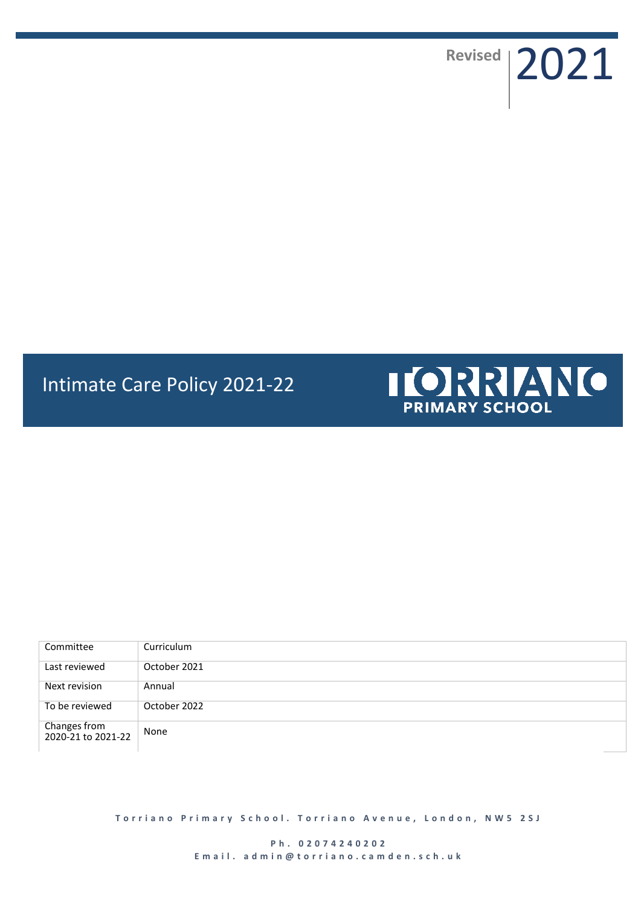Revised 2021

# Intimate Care Policy 2021-22

TORRIANO PRIMARY SCHOOL

| Committee | Curriculum |
|---|---|
| Last reviewed | October 2021 |
| Next revision | Annual |
| To be reviewed | October 2022 |
| Changes from 2020-21 to 2021-22 | None |

**Torriano Primary School. Torriano Avenue, London, NW5 2SJ**

**Ph. 02074240202**
**Email. admin@torriano.camden.sch.uk**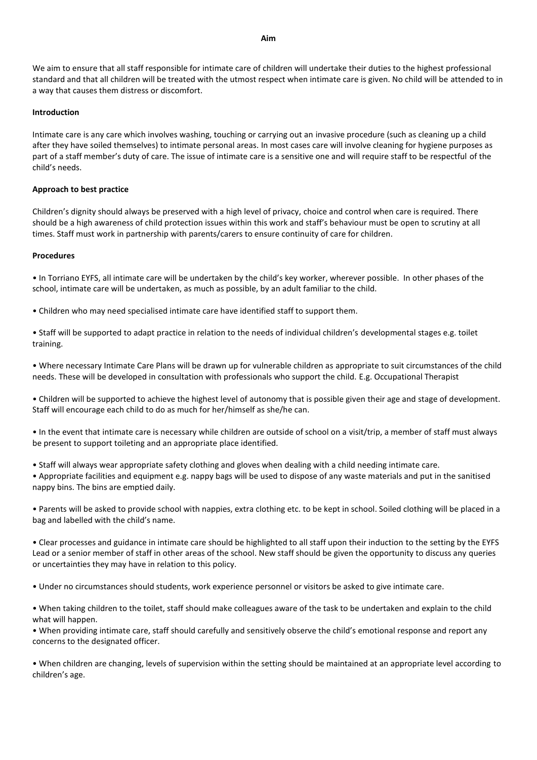**Aim**

We aim to ensure that all staff responsible for intimate care of children will undertake their duties to the highest professional standard and that all children will be treated with the utmost respect when intimate care is given. No child will be attended to in a way that causes them distress or discomfort.

**Introduction**

Intimate care is any care which involves washing, touching or carrying out an invasive procedure (such as cleaning up a child after they have soiled themselves) to intimate personal areas. In most cases care will involve cleaning for hygiene purposes as part of a staff member's duty of care. The issue of intimate care is a sensitive one and will require staff to be respectful of the child's needs.

**Approach to best practice**

Children's dignity should always be preserved with a high level of privacy, choice and control when care is required. There should be a high awareness of child protection issues within this work and staff's behaviour must be open to scrutiny at all times. Staff must work in partnership with parents/carers to ensure continuity of care for children.

**Procedures**

- In Torriano EYFS, all intimate care will be undertaken by the child's key worker, wherever possible. In other phases of the school, intimate care will be undertaken, as much as possible, by an adult familiar to the child.

- Children who may need specialised intimate care have identified staff to support them.

- Staff will be supported to adapt practice in relation to the needs of individual children's developmental stages e.g. toilet training.

- Where necessary Intimate Care Plans will be drawn up for vulnerable children as appropriate to suit circumstances of the child needs. These will be developed in consultation with professionals who support the child. E.g. Occupational Therapist

- Children will be supported to achieve the highest level of autonomy that is possible given their age and stage of development. Staff will encourage each child to do as much for her/himself as she/he can.

- In the event that intimate care is necessary while children are outside of school on a visit/trip, a member of staff must always be present to support toileting and an appropriate place identified.

- Staff will always wear appropriate safety clothing and gloves when dealing with a child needing intimate care.
- Appropriate facilities and equipment e.g. nappy bags will be used to dispose of any waste materials and put in the sanitised nappy bins. The bins are emptied daily.

- Parents will be asked to provide school with nappies, extra clothing etc. to be kept in school. Soiled clothing will be placed in a bag and labelled with the child's name.

- Clear processes and guidance in intimate care should be highlighted to all staff upon their induction to the setting by the EYFS Lead or a senior member of staff in other areas of the school. New staff should be given the opportunity to discuss any queries or uncertainties they may have in relation to this policy.

- Under no circumstances should students, work experience personnel or visitors be asked to give intimate care.

- When taking children to the toilet, staff should make colleagues aware of the task to be undertaken and explain to the child what will happen.
- When providing intimate care, staff should carefully and sensitively observe the child's emotional response and report any concerns to the designated officer.

- When children are changing, levels of supervision within the setting should be maintained at an appropriate level according to children's age.